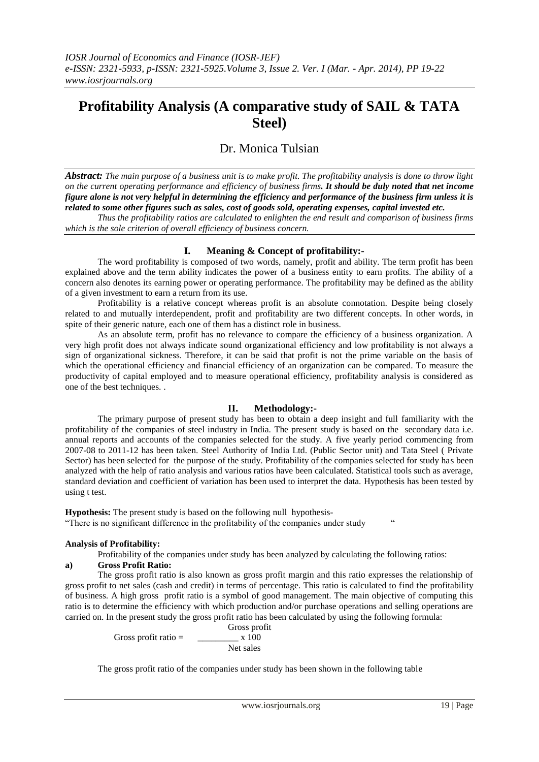# Profitability Analysis (A comparative study of SAIL & TATA Steel)

Dr. Monica Tulsian

***Abstract:*** *The main purpose of a business unit is to make profit. The profitability analysis is done to throw light on the current operating performance and efficiency of business firms.* ***It should be duly noted that net income figure alone is not very helpful in determining the efficiency and performance of the business firm unless it is related to some other figures such as sales, cost of goods sold, operating expenses, capital invested etc.***

*Thus the profitability ratios are calculated to enlighten the end result and comparison of business firms which is the sole criterion of overall efficiency of business concern.*

## I. Meaning & Concept of profitability:-

The word profitability is composed of two words, namely, profit and ability. The term profit has been explained above and the term ability indicates the power of a business entity to earn profits. The ability of a concern also denotes its earning power or operating performance. The profitability may be defined as the ability of a given investment to earn a return from its use.

Profitability is a relative concept whereas profit is an absolute connotation. Despite being closely related to and mutually interdependent, profit and profitability are two different concepts. In other words, in spite of their generic nature, each one of them has a distinct role in business.

As an absolute term, profit has no relevance to compare the efficiency of a business organization. A very high profit does not always indicate sound organizational efficiency and low profitability is not always a sign of organizational sickness. Therefore, it can be said that profit is not the prime variable on the basis of which the operational efficiency and financial efficiency of an organization can be compared. To measure the productivity of capital employed and to measure operational efficiency, profitability analysis is considered as one of the best techniques. .

## II. Methodology:-

The primary purpose of present study has been to obtain a deep insight and full familiarity with the profitability of the companies of steel industry in India. The present study is based on the secondary data i.e. annual reports and accounts of the companies selected for the study. A five yearly period commencing from 2007-08 to 2011-12 has been taken. Steel Authority of India Ltd. (Public Sector unit) and Tata Steel ( Private Sector) has been selected for the purpose of the study. Profitability of the companies selected for study has been analyzed with the help of ratio analysis and various ratios have been calculated. Statistical tools such as average, standard deviation and coefficient of variation has been used to interpret the data. Hypothesis has been tested by using t test.

**Hypothesis:** The present study is based on the following null hypothesis-
"There is no significant difference in the profitability of the companies under study "

**Analysis of Profitability:**

Profitability of the companies under study has been analyzed by calculating the following ratios:

**a) Gross Profit Ratio:**

The gross profit ratio is also known as gross profit margin and this ratio expresses the relationship of gross profit to net sales (cash and credit) in terms of percentage. This ratio is calculated to find the profitability of business. A high gross profit ratio is a symbol of good management. The main objective of computing this ratio is to determine the efficiency with which production and/or purchase operations and selling operations are carried on. In the present study the gross profit ratio has been calculated by using the following formula:

$$\text{Gross profit ratio} = \frac{\text{Gross profit}}{\text{Net sales}} \times 100$$

The gross profit ratio of the companies under study has been shown in the following table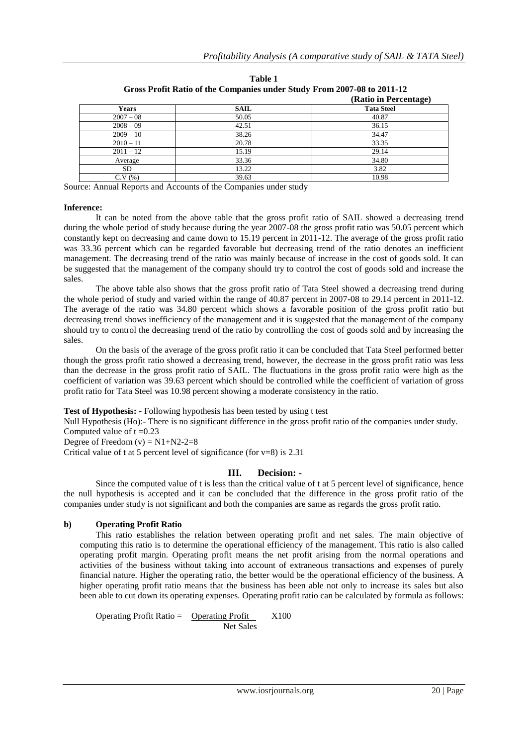**Table 1**
**Gross Profit Ratio of the Companies under Study From 2007-08 to 2011-12**
**(Ratio in Percentage)**

| Years | SAIL | Tata Steel |
|---|---|---|
| 2007 – 08 | 50.05 | 40.87 |
| 2008 – 09 | 42.51 | 36.15 |
| 2009 – 10 | 38.26 | 34.47 |
| 2010 – 11 | 20.78 | 33.35 |
| 2011 – 12 | 15.19 | 29.14 |
| Average | 33.36 | 34.80 |
| SD | 13.22 | 3.82 |
| C.V (%) | 39.63 | 10.98 |

Source: Annual Reports and Accounts of the Companies under study

**Inference:**

It can be noted from the above table that the gross profit ratio of SAIL showed a decreasing trend during the whole period of study because during the year 2007-08 the gross profit ratio was 50.05 percent which constantly kept on decreasing and came down to 15.19 percent in 2011-12. The average of the gross profit ratio was 33.36 percent which can be regarded favorable but decreasing trend of the ratio denotes an inefficient management. The decreasing trend of the ratio was mainly because of increase in the cost of goods sold. It can be suggested that the management of the company should try to control the cost of goods sold and increase the sales.

The above table also shows that the gross profit ratio of Tata Steel showed a decreasing trend during the whole period of study and varied within the range of 40.87 percent in 2007-08 to 29.14 percent in 2011-12. The average of the ratio was 34.80 percent which shows a favorable position of the gross profit ratio but decreasing trend shows inefficiency of the management and it is suggested that the management of the company should try to control the decreasing trend of the ratio by controlling the cost of goods sold and by increasing the sales.

On the basis of the average of the gross profit ratio it can be concluded that Tata Steel performed better though the gross profit ratio showed a decreasing trend, however, the decrease in the gross profit ratio was less than the decrease in the gross profit ratio of SAIL. The fluctuations in the gross profit ratio were high as the coefficient of variation was 39.63 percent which should be controlled while the coefficient of variation of gross profit ratio for Tata Steel was 10.98 percent showing a moderate consistency in the ratio.

**Test of Hypothesis: -** Following hypothesis has been tested by using t test

Null Hypothesis (Ho):- There is no significant difference in the gross profit ratio of the companies under study.

Computed value of t =0.23

Degree of Freedom (v) = N1+N2-2=8

Critical value of t at 5 percent level of significance (for v=8) is 2.31

## III. Decision: -

Since the computed value of t is less than the critical value of t at 5 percent level of significance, hence the null hypothesis is accepted and it can be concluded that the difference in the gross profit ratio of the companies under study is not significant and both the companies are same as regards the gross profit ratio.

### b) Operating Profit Ratio

This ratio establishes the relation between operating profit and net sales. The main objective of computing this ratio is to determine the operational efficiency of the management. This ratio is also called operating profit margin. Operating profit means the net profit arising from the normal operations and activities of the business without taking into account of extraneous transactions and expenses of purely financial nature. Higher the operating ratio, the better would be the operational efficiency of the business. A higher operating profit ratio means that the business has been able not only to increase its sales but also been able to cut down its operating expenses. Operating profit ratio can be calculated by formula as follows:

$$\text{Operating Profit Ratio} = \frac{\text{Operating Profit}}{\text{Net Sales}} \times 100$$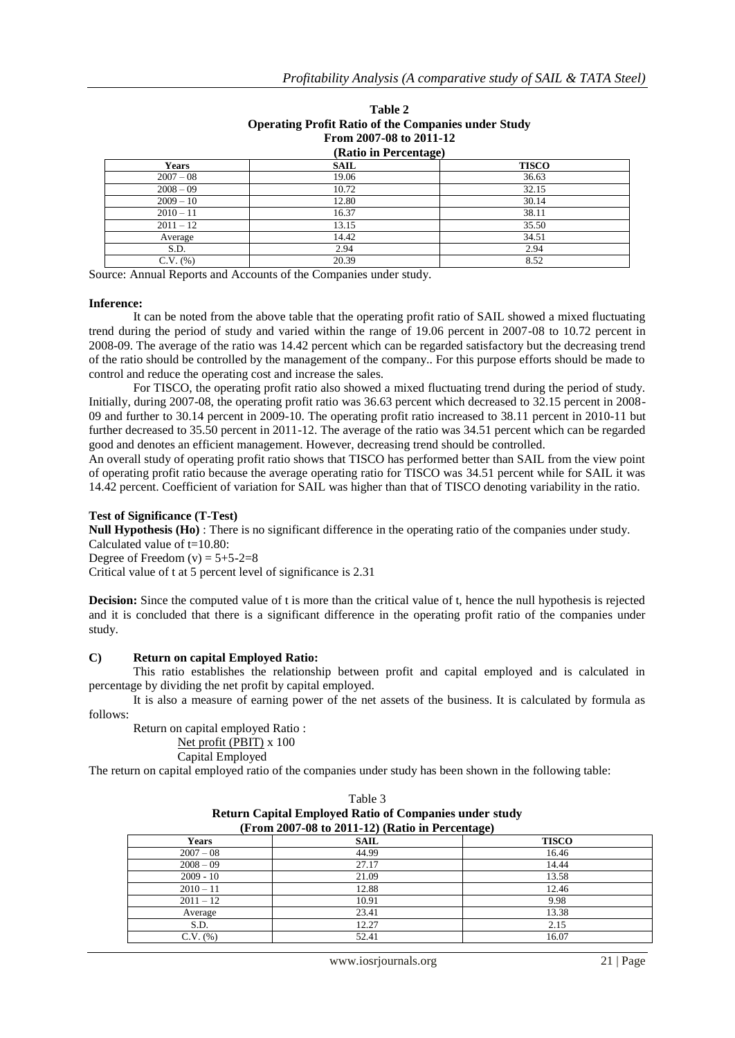**Table 2**
**Operating Profit Ratio of the Companies under Study**
**From 2007-08 to 2011-12**
**(Ratio in Percentage)**

| Years | SAIL | TISCO |
|---|---|---|
| 2007 – 08 | 19.06 | 36.63 |
| 2008 – 09 | 10.72 | 32.15 |
| 2009 – 10 | 12.80 | 30.14 |
| 2010 – 11 | 16.37 | 38.11 |
| 2011 – 12 | 13.15 | 35.50 |
| Average | 14.42 | 34.51 |
| S.D. | 2.94 | 2.94 |
| C.V. (%) | 20.39 | 8.52 |

Source: Annual Reports and Accounts of the Companies under study.

**Inference:**

It can be noted from the above table that the operating profit ratio of SAIL showed a mixed fluctuating trend during the period of study and varied within the range of 19.06 percent in 2007-08 to 10.72 percent in 2008-09. The average of the ratio was 14.42 percent which can be regarded satisfactory but the decreasing trend of the ratio should be controlled by the management of the company.. For this purpose efforts should be made to control and reduce the operating cost and increase the sales.

For TISCO, the operating profit ratio also showed a mixed fluctuating trend during the period of study. Initially, during 2007-08, the operating profit ratio was 36.63 percent which decreased to 32.15 percent in 2008-09 and further to 30.14 percent in 2009-10. The operating profit ratio increased to 38.11 percent in 2010-11 but further decreased to 35.50 percent in 2011-12. The average of the ratio was 34.51 percent which can be regarded good and denotes an efficient management. However, decreasing trend should be controlled.

An overall study of operating profit ratio shows that TISCO has performed better than SAIL from the view point of operating profit ratio because the average operating ratio for TISCO was 34.51 percent while for SAIL it was 14.42 percent. Coefficient of variation for SAIL was higher than that of TISCO denoting variability in the ratio.

**Test of Significance (T-Test)**

**Null Hypothesis (Ho)** : There is no significant difference in the operating ratio of the companies under study.

Calculated value of t=10.80:

Degree of Freedom (v) = 5+5-2=8

Critical value of t at 5 percent level of significance is 2.31

**Decision:** Since the computed value of t is more than the critical value of t, hence the null hypothesis is rejected and it is concluded that there is a significant difference in the operating profit ratio of the companies under study.

### C) Return on capital Employed Ratio:

This ratio establishes the relationship between profit and capital employed and is calculated in percentage by dividing the net profit by capital employed.

It is also a measure of earning power of the net assets of the business. It is calculated by formula as follows:

Return on capital employed Ratio :

$$\frac{\text{Net profit (PBIT)}}{\text{Capital Employed}} \times 100$$

The return on capital employed ratio of the companies under study has been shown in the following table:

Table 3
**Return Capital Employed Ratio of Companies under study**
**(From 2007-08 to 2011-12) (Ratio in Percentage)**

| Years | SAIL | TISCO |
|---|---|---|
| 2007 – 08 | 44.99 | 16.46 |
| 2008 – 09 | 27.17 | 14.44 |
| 2009 - 10 | 21.09 | 13.58 |
| 2010 – 11 | 12.88 | 12.46 |
| 2011 – 12 | 10.91 | 9.98 |
| Average | 23.41 | 13.38 |
| S.D. | 12.27 | 2.15 |
| C.V. (%) | 52.41 | 16.07 |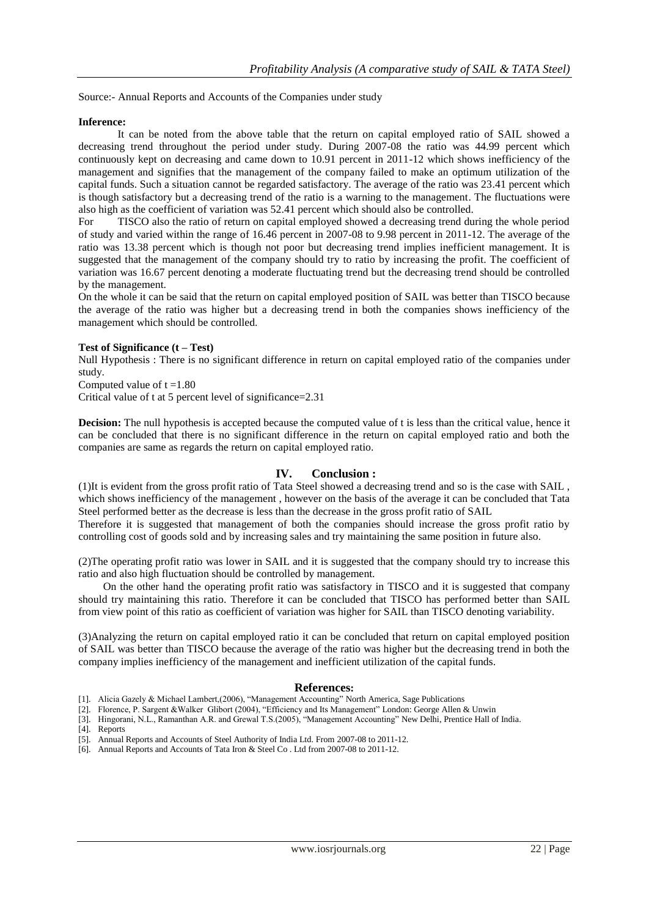Source:- Annual Reports and Accounts of the Companies under study

**Inference:**

It can be noted from the above table that the return on capital employed ratio of SAIL showed a decreasing trend throughout the period under study. During 2007-08 the ratio was 44.99 percent which continuously kept on decreasing and came down to 10.91 percent in 2011-12 which shows inefficiency of the management and signifies that the management of the company failed to make an optimum utilization of the capital funds. Such a situation cannot be regarded satisfactory. The average of the ratio was 23.41 percent which is though satisfactory but a decreasing trend of the ratio is a warning to the management. The fluctuations were also high as the coefficient of variation was 52.41 percent which should also be controlled.

For TISCO also the ratio of return on capital employed showed a decreasing trend during the whole period of study and varied within the range of 16.46 percent in 2007-08 to 9.98 percent in 2011-12. The average of the ratio was 13.38 percent which is though not poor but decreasing trend implies inefficient management. It is suggested that the management of the company should try to ratio by increasing the profit. The coefficient of variation was 16.67 percent denoting a moderate fluctuating trend but the decreasing trend should be controlled by the management.

On the whole it can be said that the return on capital employed position of SAIL was better than TISCO because the average of the ratio was higher but a decreasing trend in both the companies shows inefficiency of the management which should be controlled.

**Test of Significance (t – Test)**

Null Hypothesis : There is no significant difference in return on capital employed ratio of the companies under study.

Computed value of t =1.80

Critical value of t at 5 percent level of significance=2.31

**Decision:** The null hypothesis is accepted because the computed value of t is less than the critical value, hence it can be concluded that there is no significant difference in the return on capital employed ratio and both the companies are same as regards the return on capital employed ratio.

## IV. Conclusion :

(1)It is evident from the gross profit ratio of Tata Steel showed a decreasing trend and so is the case with SAIL , which shows inefficiency of the management , however on the basis of the average it can be concluded that Tata Steel performed better as the decrease is less than the decrease in the gross profit ratio of SAIL

Therefore it is suggested that management of both the companies should increase the gross profit ratio by controlling cost of goods sold and by increasing sales and try maintaining the same position in future also.

(2)The operating profit ratio was lower in SAIL and it is suggested that the company should try to increase this ratio and also high fluctuation should be controlled by management.

On the other hand the operating profit ratio was satisfactory in TISCO and it is suggested that company should try maintaining this ratio. Therefore it can be concluded that TISCO has performed better than SAIL from view point of this ratio as coefficient of variation was higher for SAIL than TISCO denoting variability.

(3)Analyzing the return on capital employed ratio it can be concluded that return on capital employed position of SAIL was better than TISCO because the average of the ratio was higher but the decreasing trend in both the company implies inefficiency of the management and inefficient utilization of the capital funds.

## References:

[1]. Alicia Gazely & Michael Lambert,(2006), "Management Accounting" North America, Sage Publications
[2]. Florence, P. Sargent &Walker Glibort (2004), "Efficiency and Its Management" London: George Allen & Unwin
[3]. Hingorani, N.L., Ramanthan A.R. and Grewal T.S.(2005), "Management Accounting" New Delhi, Prentice Hall of India.
[4]. Reports
[5]. Annual Reports and Accounts of Steel Authority of India Ltd. From 2007-08 to 2011-12.
[6]. Annual Reports and Accounts of Tata Iron & Steel Co . Ltd from 2007-08 to 2011-12.